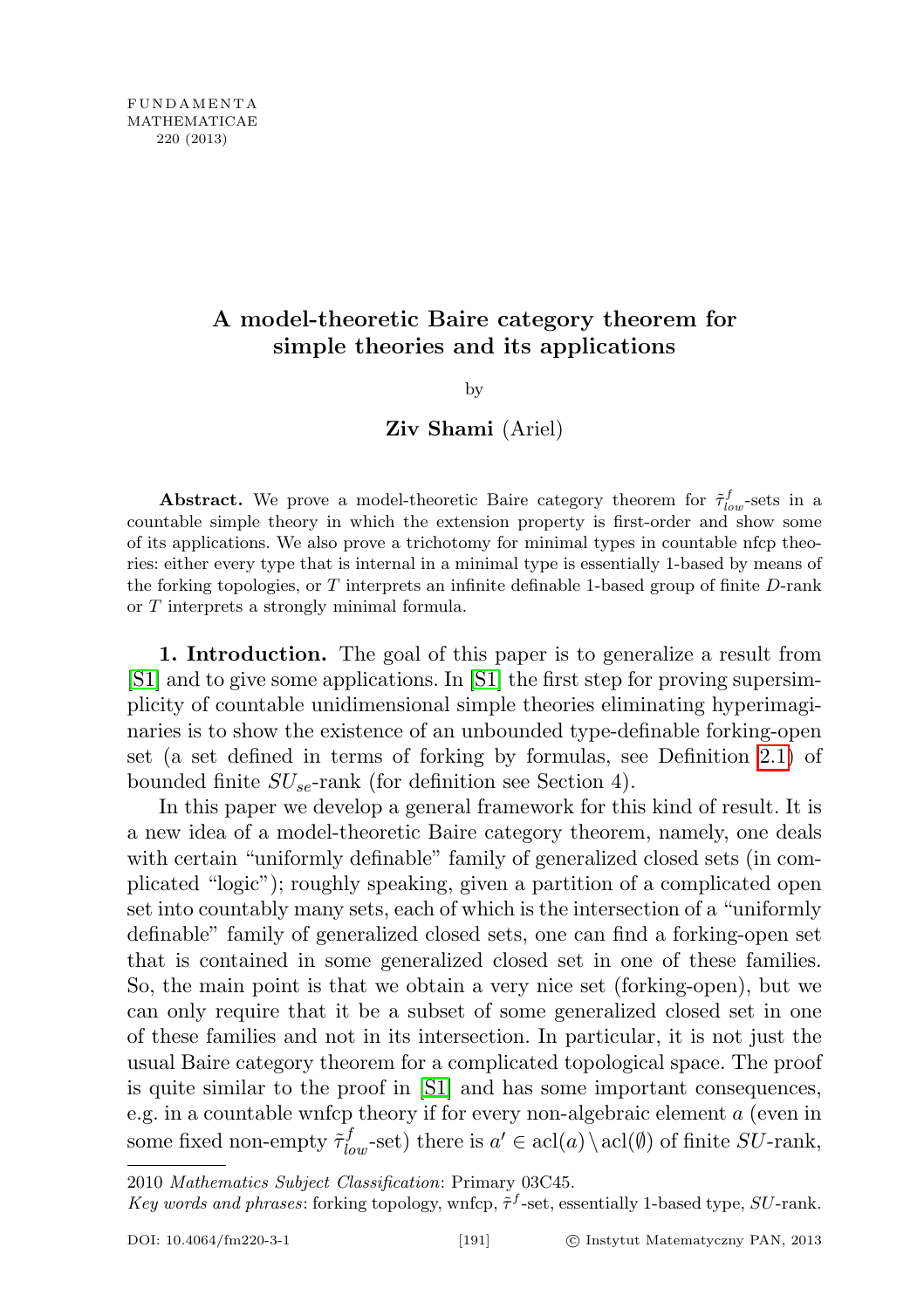# A model-theoretic Baire category theorem for simple theories and its applications

by

**Ziv Shami** (Ariel)

**Abstract.** We prove a model-theoretic Baire category theorem for $\tilde{\tau}^f_{low}$-sets in a countable simple theory in which the extension property is first-order and show some of its applications. We also prove a trichotomy for minimal types in countable nfcp theories: either every type that is internal in a minimal type is essentially 1-based by means of the forking topologies, or $T$ interprets an infinite definable 1-based group of finite $D$-rank or $T$ interprets a strongly minimal formula.

**1. Introduction.** The goal of this paper is to generalize a result from [S1] and to give some applications. In [S1] the first step for proving supersimplicity of countable unidimensional simple theories eliminating hyperimaginaries is to show the existence of an unbounded type-definable forking-open set (a set defined in terms of forking by formulas, see Definition 2.1) of bounded finite $SU_{se}$-rank (for definition see Section 4).

In this paper we develop a general framework for this kind of result. It is a new idea of a model-theoretic Baire category theorem, namely, one deals with certain "uniformly definable" family of generalized closed sets (in complicated "logic"); roughly speaking, given a partition of a complicated open set into countably many sets, each of which is the intersection of a "uniformly definable" family of generalized closed sets, one can find a forking-open set that is contained in some generalized closed set in one of these families. So, the main point is that we obtain a very nice set (forking-open), but we can only require that it be a subset of some generalized closed set in one of these families and not in its intersection. In particular, it is not just the usual Baire category theorem for a complicated topological space. The proof is quite similar to the proof in [S1] and has some important consequences, e.g. in a countable wnfcp theory if for every non-algebraic element $a$ (even in some fixed non-empty $\tilde{\tau}^f_{low}$-set) there is $a' \in \mathrm{acl}(a) \setminus \mathrm{acl}(\emptyset)$ of finite $SU$-rank,

2010 *Mathematics Subject Classification*: Primary 03C45.

*Key words and phrases*: forking topology, wnfcp, $\tilde{\tau}^f$-set, essentially 1-based type, $SU$-rank.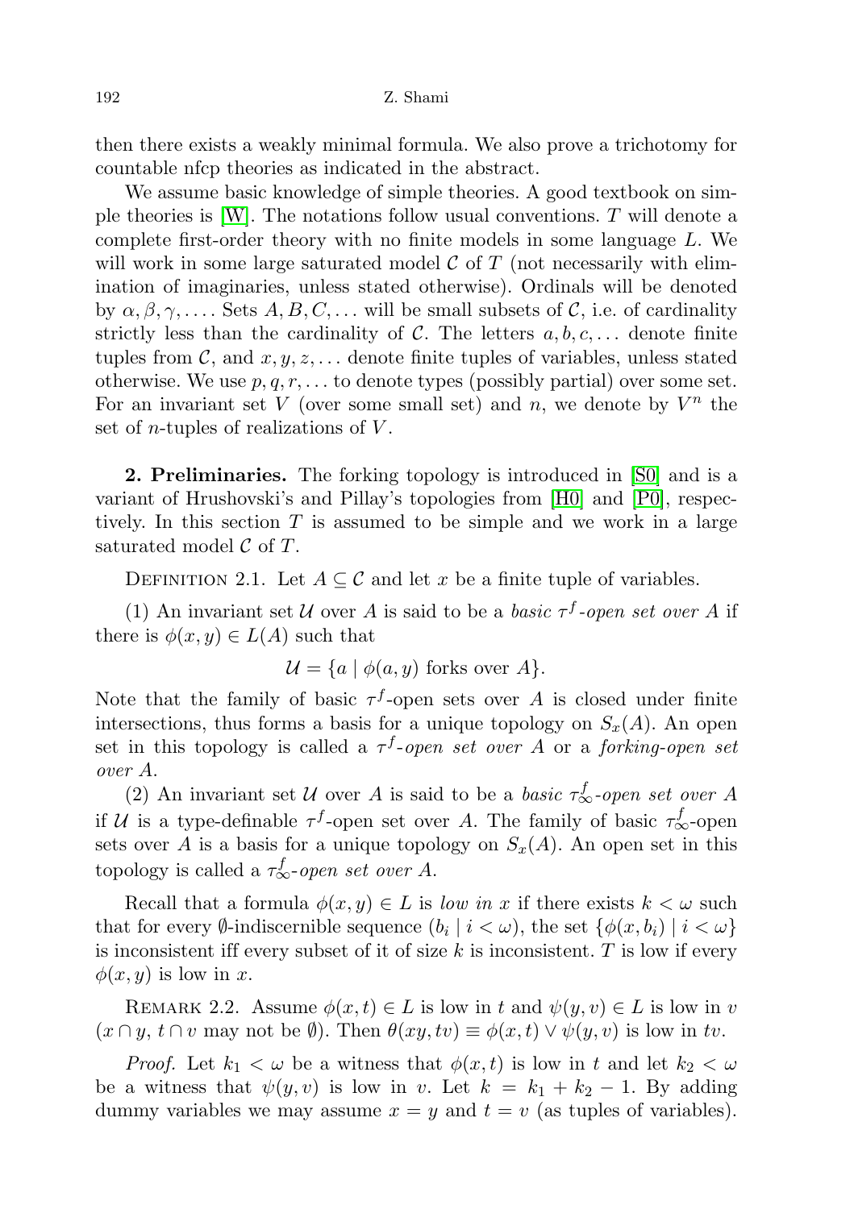then there exists a weakly minimal formula. We also prove a trichotomy for countable nfcp theories as indicated in the abstract.

We assume basic knowledge of simple theories. A good textbook on simple theories is [W]. The notations follow usual conventions. $T$ will denote a complete first-order theory with no finite models in some language $L$. We will work in some large saturated model $\mathcal{C}$ of $T$ (not necessarily with elimination of imaginaries, unless stated otherwise). Ordinals will be denoted by $\alpha, \beta, \gamma, \ldots$. Sets $A, B, C, \ldots$ will be small subsets of $\mathcal{C}$, i.e. of cardinality strictly less than the cardinality of $\mathcal{C}$. The letters $a, b, c, \ldots$ denote finite tuples from $\mathcal{C}$, and $x, y, z, \ldots$ denote finite tuples of variables, unless stated otherwise. We use $p, q, r, \ldots$ to denote types (possibly partial) over some set. For an invariant set $V$ (over some small set) and $n$, we denote by $V^n$ the set of $n$-tuples of realizations of $V$.

**2. Preliminaries.** The forking topology is introduced in [S0] and is a variant of Hrushovski's and Pillay's topologies from [H0] and [P0], respectively. In this section $T$ is assumed to be simple and we work in a large saturated model $\mathcal{C}$ of $T$.

Definition 2.1. Let $A \subseteq \mathcal{C}$ and let $x$ be a finite tuple of variables.

(1) An invariant set $\mathcal{U}$ over $A$ is said to be a *basic $\tau^f$-open set over $A$* if there is $\phi(x, y) \in L(A)$ such that

$$\mathcal{U} = \{a \mid \phi(a, y) \text{ forks over } A\}.$$

Note that the family of basic $\tau^f$-open sets over $A$ is closed under finite intersections, thus forms a basis for a unique topology on $S_x(A)$. An open set in this topology is called a *$\tau^f$-open set over $A$* or a *forking-open set over $A$*.

(2) An invariant set $\mathcal{U}$ over $A$ is said to be a *basic $\tau^f_\infty$-open set over $A$* if $\mathcal{U}$ is a type-definable $\tau^f$-open set over $A$. The family of basic $\tau^f_\infty$-open sets over $A$ is a basis for a unique topology on $S_x(A)$. An open set in this topology is called a *$\tau^f_\infty$-open set over $A$*.

Recall that a formula $\phi(x, y) \in L$ is *low in $x$* if there exists $k < \omega$ such that for every $\emptyset$-indiscernible sequence $(b_i \mid i < \omega)$, the set $\{\phi(x, b_i) \mid i < \omega\}$ is inconsistent iff every subset of it of size $k$ is inconsistent. $T$ is low if every $\phi(x, y)$ is low in $x$.

Remark 2.2. Assume $\phi(x, t) \in L$ is low in $t$ and $\psi(y, v) \in L$ is low in $v$ ($x \cap y$, $t \cap v$ may not be $\emptyset$). Then $\theta(xy, tv) \equiv \phi(x, t) \vee \psi(y, v)$ is low in $tv$.

*Proof.* Let $k_1 < \omega$ be a witness that $\phi(x, t)$ is low in $t$ and let $k_2 < \omega$ be a witness that $\psi(y, v)$ is low in $v$. Let $k = k_1 + k_2 - 1$. By adding dummy variables we may assume $x = y$ and $t = v$ (as tuples of variables).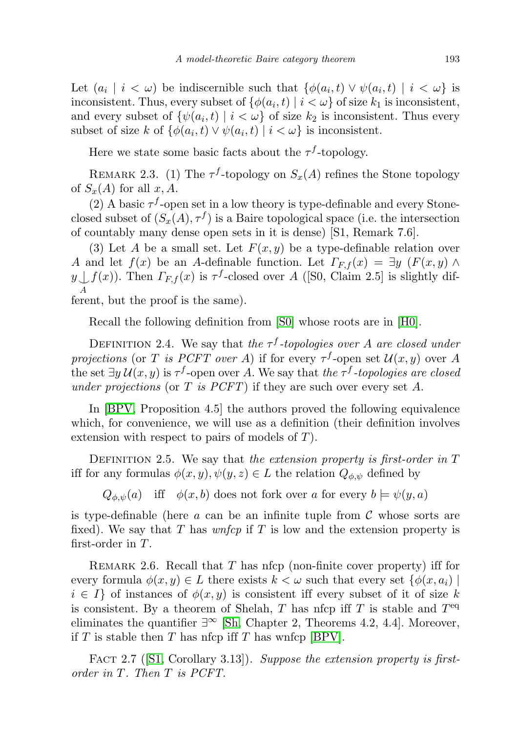Let $(a_i \mid i < \omega)$ be indiscernible such that $\{\phi(a_i,t) \vee \psi(a_i,t) \mid i < \omega\}$ is inconsistent. Thus, every subset of $\{\phi(a_i,t) \mid i < \omega\}$ of size $k_1$ is inconsistent, and every subset of $\{\psi(a_i,t) \mid i < \omega\}$ of size $k_2$ is inconsistent. Thus every subset of size $k$ of $\{\phi(a_i,t) \vee \psi(a_i,t) \mid i < \omega\}$ is inconsistent.

Here we state some basic facts about the $\tau^f$-topology.

REMARK 2.3. (1) The $\tau^f$-topology on $S_x(A)$ refines the Stone topology of $S_x(A)$ for all $x, A$.

(2) A basic $\tau^f$-open set in a low theory is type-definable and every Stone-closed subset of $(S_x(A), \tau^f)$ is a Baire topological space (i.e. the intersection of countably many dense open sets in it is dense) [S1, Remark 7.6].

(3) Let $A$ be a small set. Let $F(x,y)$ be a type-definable relation over $A$ and let $f(x)$ be an $A$-definable function. Let $\Gamma_{F,f}(x) = \exists y\ (F(x,y) \wedge y \mathop{\smile\!\!\!\!\!\!\mid}_A f(x))$. Then $\Gamma_{F,f}(x)$ is $\tau^f$-closed over $A$ ([S0, Claim 2.5] is slightly different, but the proof is the same).

Recall the following definition from [S0] whose roots are in [H0].

DEFINITION 2.4. We say that *the $\tau^f$-topologies over $A$ are closed under projections* (or *$T$ is PCFT over $A$*) if for every $\tau^f$-open set $\mathcal{U}(x,y)$ over $A$ the set $\exists y\, \mathcal{U}(x,y)$ is $\tau^f$-open over $A$. We say that *the $\tau^f$-topologies are closed under projections* (or *$T$ is PCFT*) if they are such over every set $A$.

In [BPV, Proposition 4.5] the authors proved the following equivalence which, for convenience, we will use as a definition (their definition involves extension with respect to pairs of models of $T$).

DEFINITION 2.5. We say that *the extension property is first-order in $T$* iff for any formulas $\phi(x,y), \psi(y,z) \in L$ the relation $Q_{\phi,\psi}$ defined by

$$Q_{\phi,\psi}(a) \quad \text{iff} \quad \phi(x,b) \text{ does not fork over } a \text{ for every } b \models \psi(y,a)$$

is type-definable (here $a$ can be an infinite tuple from $\mathcal{C}$ whose sorts are fixed). We say that $T$ has *wnfcp* if $T$ is low and the extension property is first-order in $T$.

REMARK 2.6. Recall that $T$ has nfcp (non-finite cover property) iff for every formula $\phi(x,y) \in L$ there exists $k < \omega$ such that every set $\{\phi(x,a_i) \mid i \in I\}$ of instances of $\phi(x,y)$ is consistent iff every subset of it of size $k$ is consistent. By a theorem of Shelah, $T$ has nfcp iff $T$ is stable and $T^{\mathrm{eq}}$ eliminates the quantifier $\exists^\infty$ [Sh, Chapter 2, Theorems 4.2, 4.4]. Moreover, if $T$ is stable then $T$ has nfcp iff $T$ has wnfcp [BPV].

FACT 2.7 ([S1, Corollary 3.13]). *Suppose the extension property is first-order in $T$. Then $T$ is PCFT.*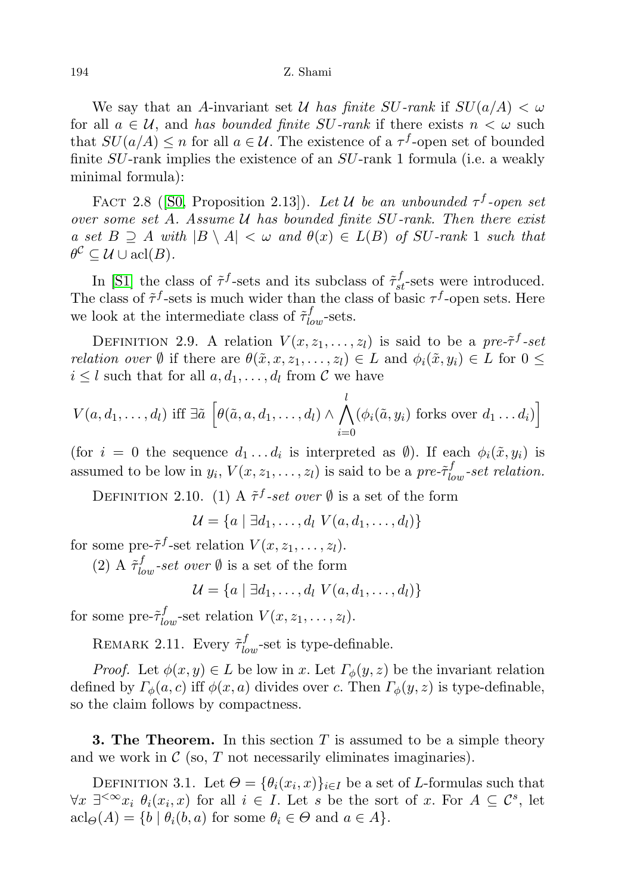We say that an $A$-invariant set $\mathcal{U}$ *has finite SU-rank* if $SU(a/A) < \omega$ for all $a \in \mathcal{U}$, and *has bounded finite SU-rank* if there exists $n < \omega$ such that $SU(a/A) \leq n$ for all $a \in \mathcal{U}$. The existence of a $\tau^f$-open set of bounded finite $SU$-rank implies the existence of an $SU$-rank 1 formula (i.e. a weakly minimal formula):

FACT 2.8 ([S0, Proposition 2.13]). *Let $\mathcal{U}$ be an unbounded $\tau^f$-open set over some set $A$. Assume $\mathcal{U}$ has bounded finite SU-rank. Then there exist a set $B \supseteq A$ with $|B \setminus A| < \omega$ and $\theta(x) \in L(B)$ of SU-rank 1 such that $\theta^{\mathcal{C}} \subseteq \mathcal{U} \cup \operatorname{acl}(B)$.*

In [S1] the class of $\tilde{\tau}^f$-sets and its subclass of $\tilde{\tau}^f_{st}$-sets were introduced. The class of $\tilde{\tau}^f$-sets is much wider than the class of basic $\tau^f$-open sets. Here we look at the intermediate class of $\tilde{\tau}^f_{low}$-sets.

DEFINITION 2.9. A relation $V(x, z_1, \ldots, z_l)$ is said to be a *pre-$\tilde{\tau}^f$-set relation over $\emptyset$* if there are $\theta(\tilde{x}, x, z_1, \ldots, z_l) \in L$ and $\phi_i(\tilde{x}, y_i) \in L$ for $0 \leq i \leq l$ such that for all $a, d_1, \ldots, d_l$ from $\mathcal{C}$ we have

$$V(a, d_1, \ldots, d_l) \text{ iff } \exists \tilde{a} \left[ \theta(\tilde{a}, a, d_1, \ldots, d_l) \wedge \bigwedge_{i=0}^{l} (\phi_i(\tilde{a}, y_i) \text{ forks over } d_1 \ldots d_i) \right]$$

(for $i = 0$ the sequence $d_1 \ldots d_i$ is interpreted as $\emptyset$). If each $\phi_i(\tilde{x}, y_i)$ is assumed to be low in $y_i$, $V(x, z_1, \ldots, z_l)$ is said to be a *pre-$\tilde{\tau}^f_{low}$-set relation.*

DEFINITION 2.10. (1) A *$\tilde{\tau}^f$-set over $\emptyset$* is a set of the form

$$\mathcal{U} = \{a \mid \exists d_1, \ldots, d_l \; V(a, d_1, \ldots, d_l)\}$$

for some pre-$\tilde{\tau}^f$-set relation $V(x, z_1, \ldots, z_l)$.

(2) A *$\tilde{\tau}^f_{low}$-set over $\emptyset$* is a set of the form

$$\mathcal{U} = \{a \mid \exists d_1, \ldots, d_l \; V(a, d_1, \ldots, d_l)\}$$

for some pre-$\tilde{\tau}^f_{low}$-set relation $V(x, z_1, \ldots, z_l)$.

REMARK 2.11. Every $\tilde{\tau}^f_{low}$-set is type-definable.

*Proof.* Let $\phi(x, y) \in L$ be low in $x$. Let $\Gamma_\phi(y, z)$ be the invariant relation defined by $\Gamma_\phi(a, c)$ iff $\phi(x, a)$ divides over $c$. Then $\Gamma_\phi(y, z)$ is type-definable, so the claim follows by compactness.

**3. The Theorem.** In this section $T$ is assumed to be a simple theory and we work in $\mathcal{C}$ (so, $T$ not necessarily eliminates imaginaries).

DEFINITION 3.1. Let $\Theta = \{\theta_i(x_i, x)\}_{i \in I}$ be a set of $L$-formulas such that $\forall x \; \exists^{<\infty} x_i \; \theta_i(x_i, x)$ for all $i \in I$. Let $s$ be the sort of $x$. For $A \subseteq \mathcal{C}^s$, let $\operatorname{acl}_\Theta(A) = \{b \mid \theta_i(b, a) \text{ for some } \theta_i \in \Theta \text{ and } a \in A\}$.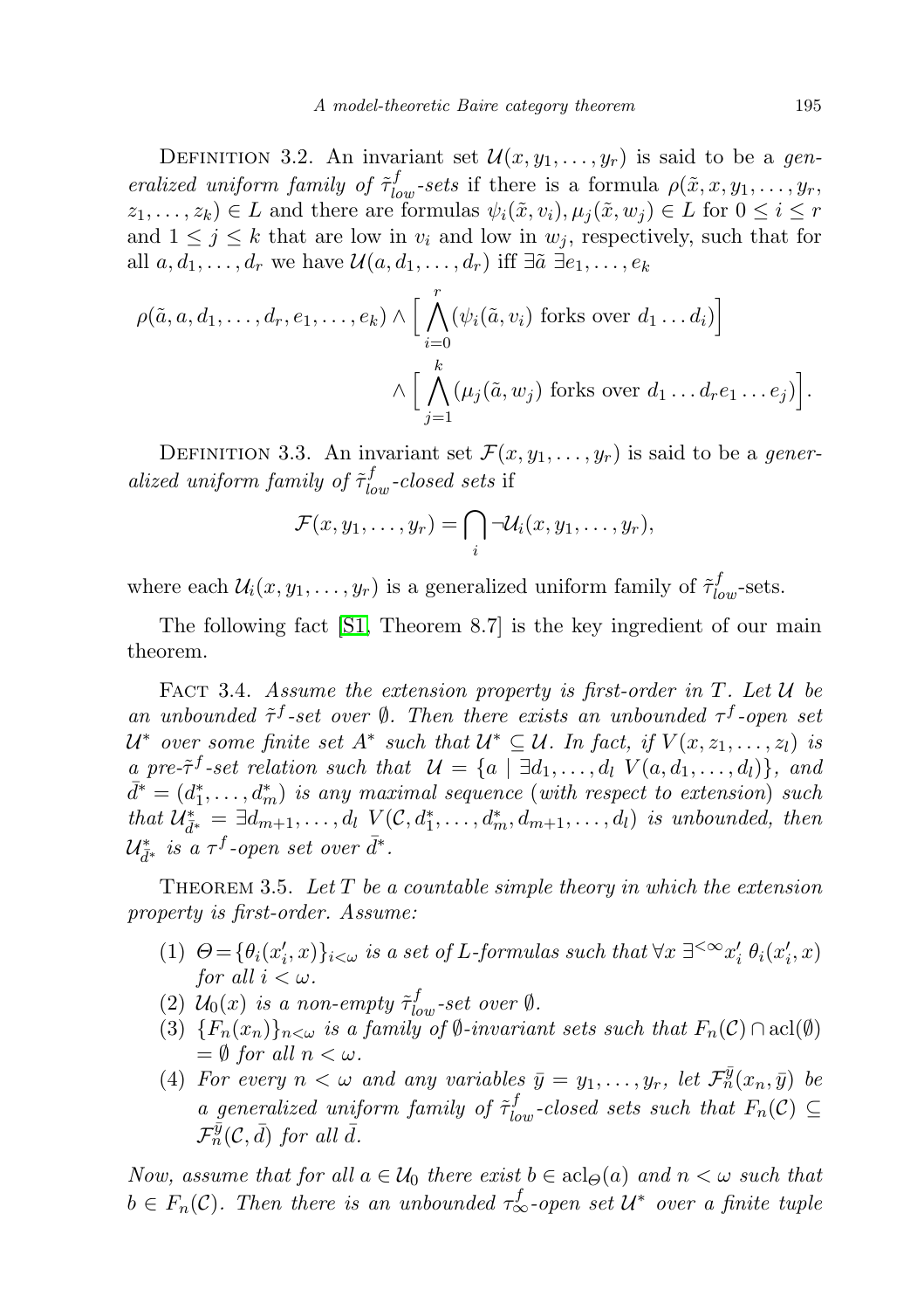Definition 3.2. An invariant set $\mathcal{U}(x, y_1, \ldots, y_r)$ is said to be a *generalized uniform family of $\tilde{\tau}^f_{low}$-sets* if there is a formula $\rho(\tilde{x}, x, y_1, \ldots, y_r, z_1, \ldots, z_k) \in L$ and there are formulas $\psi_i(\tilde{x}, v_i), \mu_j(\tilde{x}, w_j) \in L$ for $0 \le i \le r$ and $1 \le j \le k$ that are low in $v_i$ and low in $w_j$, respectively, such that for all $a, d_1, \ldots, d_r$ we have $\mathcal{U}(a, d_1, \ldots, d_r)$ iff $\exists \tilde{a}\ \exists e_1, \ldots, e_k$

$$\rho(\tilde{a}, a, d_1, \ldots, d_r, e_1, \ldots, e_k) \wedge \Big[ \bigwedge_{i=0}^{r} (\psi_i(\tilde{a}, v_i) \text{ forks over } d_1 \ldots d_i)\Big] \wedge \Big[ \bigwedge_{j=1}^{k} (\mu_j(\tilde{a}, w_j) \text{ forks over } d_1 \ldots d_r e_1 \ldots e_j)\Big].$$

Definition 3.3. An invariant set $\mathcal{F}(x, y_1, \ldots, y_r)$ is said to be a *generalized uniform family of $\tilde{\tau}^f_{low}$-closed sets* if

$$\mathcal{F}(x, y_1, \ldots, y_r) = \bigcap_i \neg \mathcal{U}_i(x, y_1, \ldots, y_r),$$

where each $\mathcal{U}_i(x, y_1, \ldots, y_r)$ is a generalized uniform family of $\tilde{\tau}^f_{low}$-sets.

The following fact [S1, Theorem 8.7] is the key ingredient of our main theorem.

Fact 3.4. *Assume the extension property is first-order in $T$. Let $\mathcal{U}$ be an unbounded $\tilde{\tau}^f$-set over $\emptyset$. Then there exists an unbounded $\tau^f$-open set $\mathcal{U}^*$ over some finite set $A^*$ such that $\mathcal{U}^* \subseteq \mathcal{U}$. In fact, if $V(x, z_1, \ldots, z_l)$ is a pre-$\tilde{\tau}^f$-set relation such that $\mathcal{U} = \{a \mid \exists d_1, \ldots, d_l\ V(a, d_1, \ldots, d_l)\}$, and $\bar{d}^* = (d^*_1, \ldots, d^*_m)$ is any maximal sequence (with respect to extension) such that $\mathcal{U}^*_{\bar{d}^*} = \exists d_{m+1}, \ldots, d_l\ V(\mathcal{C}, d^*_1, \ldots, d^*_m, d_{m+1}, \ldots, d_l)$ is unbounded, then $\mathcal{U}^*_{\bar{d}^*}$ is a $\tau^f$-open set over $\bar{d}^*$.*

Theorem 3.5. *Let $T$ be a countable simple theory in which the extension property is first-order. Assume:*

1. *$\Theta = \{\theta_i(x'_i, x)\}_{i<\omega}$ is a set of $L$-formulas such that $\forall x\ \exists^{<\infty} x'_i\ \theta_i(x'_i, x)$ for all $i < \omega$.*
2. *$\mathcal{U}_0(x)$ is a non-empty $\tilde{\tau}^f_{low}$-set over $\emptyset$.*
3. *$\{F_n(x_n)\}_{n<\omega}$ is a family of $\emptyset$-invariant sets such that $F_n(\mathcal{C}) \cap \mathrm{acl}(\emptyset) = \emptyset$ for all $n < \omega$.*
4. *For every $n < \omega$ and any variables $\bar{y} = y_1, \ldots, y_r$, let $\mathcal{F}^{\bar{y}}_n(x_n, \bar{y})$ be a generalized uniform family of $\tilde{\tau}^f_{low}$-closed sets such that $F_n(\mathcal{C}) \subseteq \mathcal{F}^{\bar{y}}_n(\mathcal{C}, \bar{d})$ for all $\bar{d}$.*

*Now, assume that for all $a \in \mathcal{U}_0$ there exist $b \in \mathrm{acl}_\Theta(a)$ and $n < \omega$ such that $b \in F_n(\mathcal{C})$. Then there is an unbounded $\tau^f_\infty$-open set $\mathcal{U}^*$ over a finite tuple*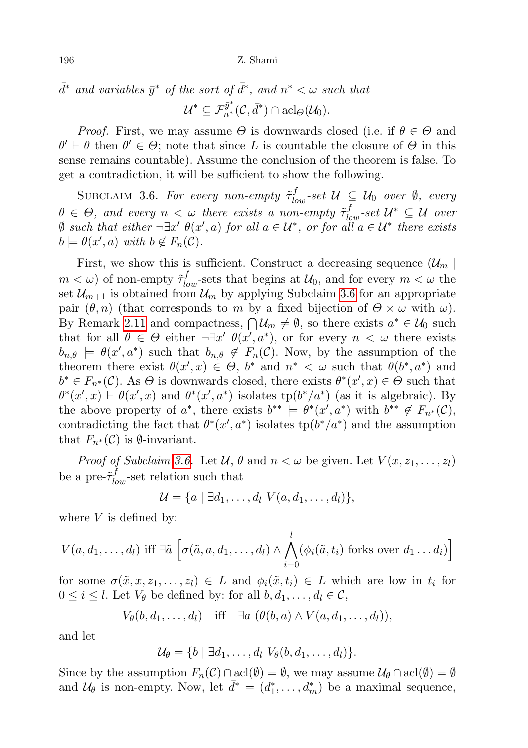*$\bar{d}^*$ and variables $\bar{y}^*$ of the sort of $\bar{d}^*$, and $n^* < \omega$ such that*

$$\mathcal{U}^* \subseteq \mathcal{F}^{\bar{y}^*}_{n^*}(\mathcal{C}, \bar{d}^*) \cap \mathrm{acl}_\Theta(\mathcal{U}_0).$$

*Proof.* First, we may assume $\Theta$ is downwards closed (i.e. if $\theta \in \Theta$ and $\theta' \vdash \theta$ then $\theta' \in \Theta$; note that since $L$ is countable the closure of $\Theta$ in this sense remains countable). Assume the conclusion of the theorem is false. To get a contradiction, it will be sufficient to show the following.

Subclaim 3.6. *For every non-empty $\tilde{\tau}^f_{low}$-set $\mathcal{U} \subseteq \mathcal{U}_0$ over $\emptyset$, every $\theta \in \Theta$, and every $n < \omega$ there exists a non-empty $\tilde{\tau}^f_{low}$-set $\mathcal{U}^* \subseteq \mathcal{U}$ over $\emptyset$ such that either $\neg\exists x'\, \theta(x', a)$ for all $a \in \mathcal{U}^*$, or for all $a \in \mathcal{U}^*$ there exists $b \models \theta(x', a)$ with $b \notin F_n(\mathcal{C})$.*

First, we show this is sufficient. Construct a decreasing sequence $(\mathcal{U}_m \mid m < \omega)$ of non-empty $\tilde{\tau}^f_{low}$-sets that begins at $\mathcal{U}_0$, and for every $m < \omega$ the set $\mathcal{U}_{m+1}$ is obtained from $\mathcal{U}_m$ by applying Subclaim 3.6 for an appropriate pair $(\theta, n)$ (that corresponds to $m$ by a fixed bijection of $\Theta \times \omega$ with $\omega$). By Remark 2.11 and compactness, $\bigcap \mathcal{U}_m \neq \emptyset$, so there exists $a^* \in \mathcal{U}_0$ such that for all $\theta \in \Theta$ either $\neg\exists x'\, \theta(x', a^*)$, or for every $n < \omega$ there exists $b_{n,\theta} \models \theta(x', a^*)$ such that $b_{n,\theta} \notin F_n(\mathcal{C})$. Now, by the assumption of the theorem there exist $\theta(x', x) \in \Theta$, $b^*$ and $n^* < \omega$ such that $\theta(b^*, a^*)$ and $b^* \in F_{n^*}(\mathcal{C})$. As $\Theta$ is downwards closed, there exists $\theta^*(x', x) \in \Theta$ such that $\theta^*(x', x) \vdash \theta(x', x)$ and $\theta^*(x', a^*)$ isolates $\mathrm{tp}(b^*/a^*)$ (as it is algebraic). By the above property of $a^*$, there exists $b^{**} \models \theta^*(x', a^*)$ with $b^{**} \notin F_{n^*}(\mathcal{C})$, contradicting the fact that $\theta^*(x', a^*)$ isolates $\mathrm{tp}(b^*/a^*)$ and the assumption that $F_{n^*}(\mathcal{C})$ is $\emptyset$-invariant.

*Proof of Subclaim 3.6.* Let $\mathcal{U}$, $\theta$ and $n < \omega$ be given. Let $V(x, z_1, \ldots, z_l)$ be a pre-$\tilde{\tau}^f_{low}$-set relation such that

$$\mathcal{U} = \{a \mid \exists d_1, \ldots, d_l\ V(a, d_1, \ldots, d_l)\},$$

where $V$ is defined by:

$$V(a, d_1, \ldots, d_l) \text{ iff } \exists \tilde{a}\ \Big[\sigma(\tilde{a}, a, d_1, \ldots, d_l) \wedge \bigwedge_{i=0}^{l} (\phi_i(\tilde{a}, t_i) \text{ forks over } d_1 \ldots d_i)\Big]$$

for some $\sigma(\tilde{x}, x, z_1, \ldots, z_l) \in L$ and $\phi_i(\tilde{x}, t_i) \in L$ which are low in $t_i$ for $0 \leq i \leq l$. Let $V_\theta$ be defined by: for all $b, d_1, \ldots, d_l \in \mathcal{C}$,

$$V_\theta(b, d_1, \ldots, d_l) \quad \text{iff} \quad \exists a\ (\theta(b, a) \wedge V(a, d_1, \ldots, d_l)),$$

and let

$$\mathcal{U}_\theta = \{b \mid \exists d_1, \ldots, d_l\ V_\theta(b, d_1, \ldots, d_l)\}.$$

Since by the assumption $F_n(\mathcal{C}) \cap \mathrm{acl}(\emptyset) = \emptyset$, we may assume $\mathcal{U}_\theta \cap \mathrm{acl}(\emptyset) = \emptyset$ and $\mathcal{U}_\theta$ is non-empty. Now, let $\bar{d}^* = (d^*_1, \ldots, d^*_m)$ be a maximal sequence,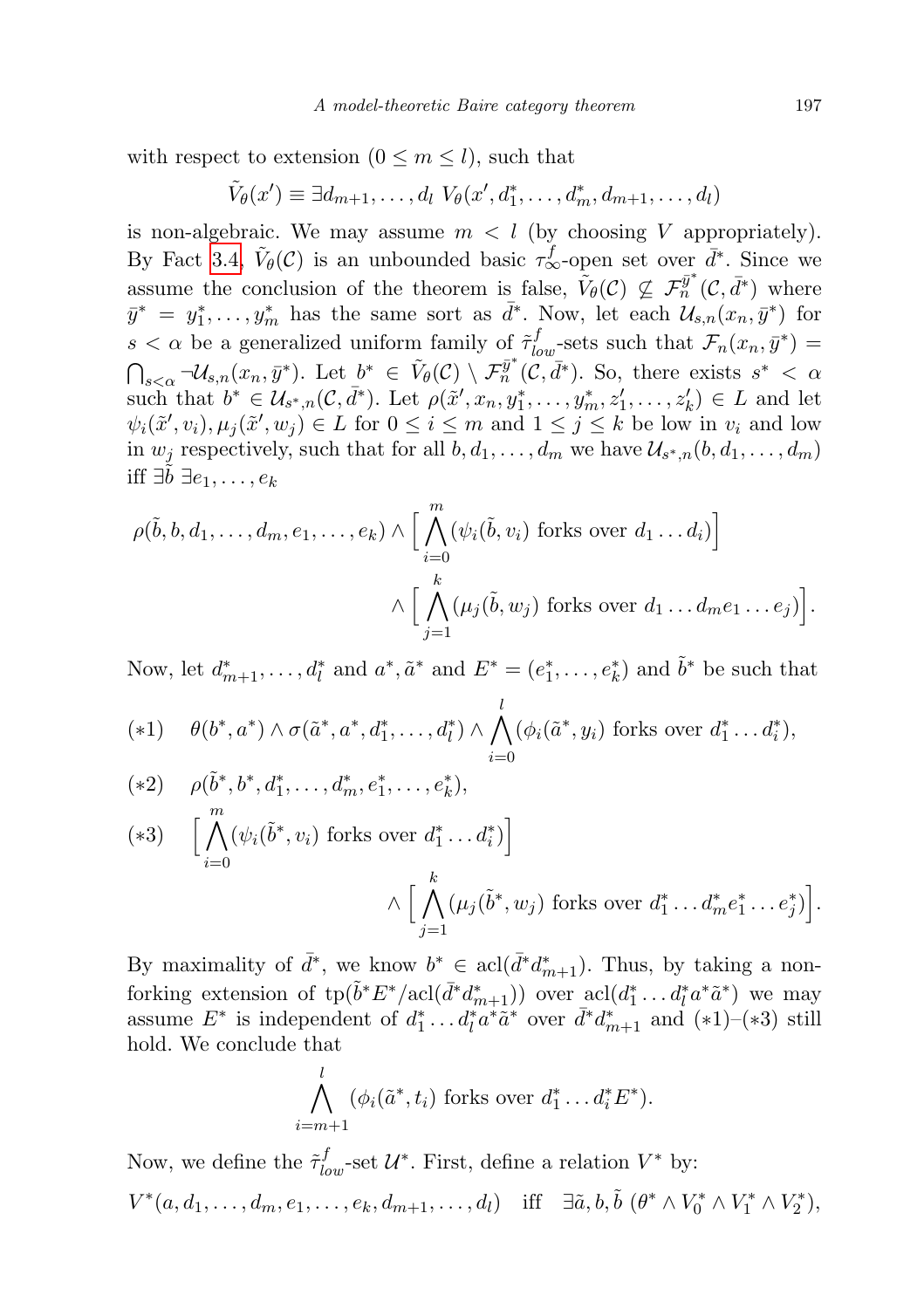with respect to extension ($0 \le m \le l$), such that

$$\tilde{V}_\theta(x') \equiv \exists d_{m+1}, \ldots, d_l \; V_\theta(x', d_1^*, \ldots, d_m^*, d_{m+1}, \ldots, d_l)$$

is non-algebraic. We may assume $m < l$ (by choosing $V$ appropriately). By Fact 3.4, $\tilde{V}_\theta(\mathcal{C})$ is an unbounded basic $\tau_\infty^f$-open set over $\bar{d}^*$. Since we assume the conclusion of the theorem is false, $\tilde{V}_\theta(\mathcal{C}) \not\subseteq \mathcal{F}_n^{\bar{y}^*}(\mathcal{C}, \bar{d}^*)$ where $\bar{y}^* = y_1^*, \ldots, y_m^*$ has the same sort as $\bar{d}^*$. Now, let each $\mathcal{U}_{s,n}(x_n, \bar{y}^*)$ for $s < \alpha$ be a generalized uniform family of $\tilde{\tau}_{low}^f$-sets such that $\mathcal{F}_n(x_n, \bar{y}^*) = \bigcap_{s<\alpha} \neg \mathcal{U}_{s,n}(x_n, \bar{y}^*)$. Let $b^* \in \tilde{V}_\theta(\mathcal{C}) \setminus \mathcal{F}_n^{\bar{y}^*}(\mathcal{C}, \bar{d}^*)$. So, there exists $s^* < \alpha$ such that $b^* \in \mathcal{U}_{s^*,n}(\mathcal{C}, \bar{d}^*)$. Let $\rho(\tilde{x}', x_n, y_1^*, \ldots, y_m^*, z_1', \ldots, z_k') \in L$ and let $\psi_i(\tilde{x}', v_i), \mu_j(\tilde{x}', w_j) \in L$ for $0 \le i \le m$ and $1 \le j \le k$ be low in $v_i$ and low in $w_j$ respectively, such that for all $b, d_1, \ldots, d_m$ we have $\mathcal{U}_{s^*,n}(b, d_1, \ldots, d_m)$ iff $\exists \tilde{b} \; \exists e_1, \ldots, e_k$

$$\rho(\tilde{b}, b, d_1, \ldots, d_m, e_1, \ldots, e_k) \wedge \Big[ \bigwedge_{i=0}^{m} (\psi_i(\tilde{b}, v_i) \text{ forks over } d_1 \ldots d_i) \Big]$$
$$\wedge \Big[ \bigwedge_{j=1}^{k} (\mu_j(\tilde{b}, w_j) \text{ forks over } d_1 \ldots d_m e_1 \ldots e_j) \Big].$$

Now, let $d_{m+1}^*, \ldots, d_l^*$ and $a^*, \tilde{a}^*$ and $E^* = (e_1^*, \ldots, e_k^*)$ and $\tilde{b}^*$ be such that

$$(*1) \quad \theta(b^*, a^*) \wedge \sigma(\tilde{a}^*, a^*, d_1^*, \ldots, d_l^*) \wedge \bigwedge_{i=0}^{l} (\phi_i(\tilde{a}^*, y_i) \text{ forks over } d_1^* \ldots d_i^*),$$

$$(*2) \quad \rho(\tilde{b}^*, b^*, d_1^*, \ldots, d_m^*, e_1^*, \ldots, e_k^*),$$

$$(*3) \quad \Big[ \bigwedge_{i=0}^{m} (\psi_i(\tilde{b}^*, v_i) \text{ forks over } d_1^* \ldots d_i^*) \Big]$$
$$\wedge \Big[ \bigwedge_{j=1}^{k} (\mu_j(\tilde{b}^*, w_j) \text{ forks over } d_1^* \ldots d_m^* e_1^* \ldots e_j^*) \Big].$$

By maximality of $\bar{d}^*$, we know $b^* \in \operatorname{acl}(\bar{d}^* d_{m+1}^*)$. Thus, by taking a non-forking extension of $\operatorname{tp}(\tilde{b}^* E^* / \operatorname{acl}(\bar{d}^* d_{m+1}^*))$ over $\operatorname{acl}(d_1^* \ldots d_l^* a^* \tilde{a}^*)$ we may assume $E^*$ is independent of $d_1^* \ldots d_l^* a^* \tilde{a}^*$ over $\bar{d}^* d_{m+1}^*$ and (∗1)–(∗3) still hold. We conclude that

$$\bigwedge_{i=m+1}^{l} (\phi_i(\tilde{a}^*, t_i) \text{ forks over } d_1^* \ldots d_i^* E^*).$$

Now, we define the $\tilde{\tau}_{low}^f$-set $\mathcal{U}^*$. First, define a relation $V^*$ by:

$$V^*(a, d_1, \ldots, d_m, e_1, \ldots, e_k, d_{m+1}, \ldots, d_l) \quad \text{iff} \quad \exists \tilde{a}, b, \tilde{b} \; (\theta^* \wedge V_0^* \wedge V_1^* \wedge V_2^*),$$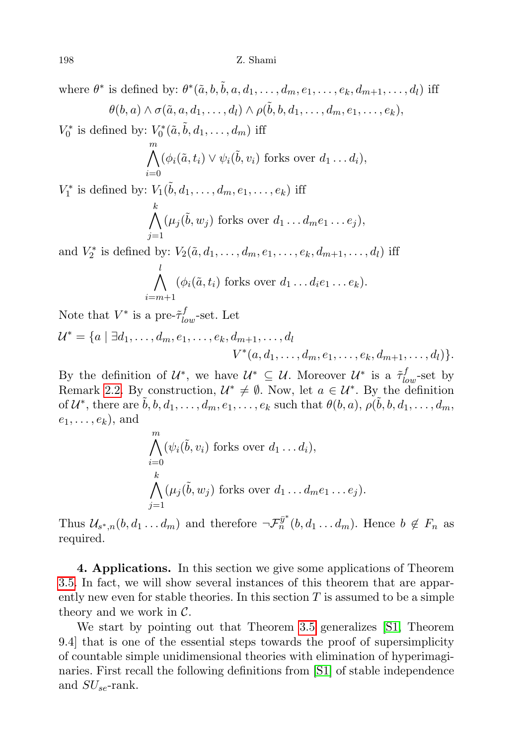where $\theta^*$ is defined by: $\theta^*(\tilde{a}, b, \tilde{b}, a, d_1, \ldots, d_m, e_1, \ldots, e_k, d_{m+1}, \ldots, d_l)$ iff

$$\theta(b, a) \wedge \sigma(\tilde{a}, a, d_1, \ldots, d_l) \wedge \rho(\tilde{b}, b, d_1, \ldots, d_m, e_1, \ldots, e_k),$$

$V_0^*$ is defined by: $V_0^*(\tilde{a}, \tilde{b}, d_1, \ldots, d_m)$ iff

$$\bigwedge_{i=0}^{m} (\phi_i(\tilde{a}, t_i) \vee \psi_i(\tilde{b}, v_i) \text{ forks over } d_1 \ldots d_i),$$

$V_1^*$ is defined by: $V_1(\tilde{b}, d_1, \ldots, d_m, e_1, \ldots, e_k)$ iff

$$\bigwedge_{j=1}^{k} (\mu_j(\tilde{b}, w_j) \text{ forks over } d_1 \ldots d_m e_1 \ldots e_j),$$

and $V_2^*$ is defined by: $V_2(\tilde{a}, d_1, \ldots, d_m, e_1, \ldots, e_k, d_{m+1}, \ldots, d_l)$ iff

$$\bigwedge_{i=m+1}^{l} (\phi_i(\tilde{a}, t_i) \text{ forks over } d_1 \ldots d_i e_1 \ldots e_k).$$

Note that $V^*$ is a pre-$\tilde{\tau}^f_{low}$-set. Let

$$\mathcal{U}^* = \{a \mid \exists d_1, \ldots, d_m, e_1, \ldots, e_k, d_{m+1}, \ldots, d_l \; V^*(a, d_1, \ldots, d_m, e_1, \ldots, e_k, d_{m+1}, \ldots, d_l)\}.$$

By the definition of $\mathcal{U}^*$, we have $\mathcal{U}^* \subseteq \mathcal{U}$. Moreover $\mathcal{U}^*$ is a $\tilde{\tau}^f_{low}$-set by Remark 2.2. By construction, $\mathcal{U}^* \neq \emptyset$. Now, let $a \in \mathcal{U}^*$. By the definition of $\mathcal{U}^*$, there are $\tilde{b}, b, d_1, \ldots, d_m, e_1, \ldots, e_k$ such that $\theta(b, a)$, $\rho(\tilde{b}, b, d_1, \ldots, d_m, e_1, \ldots, e_k)$, and

$$\bigwedge_{i=0}^{m} (\psi_i(\tilde{b}, v_i) \text{ forks over } d_1 \ldots d_i),$$

$$\bigwedge_{j=1}^{k} (\mu_j(\tilde{b}, w_j) \text{ forks over } d_1 \ldots d_m e_1 \ldots e_j).$$

Thus $\mathcal{U}_{s^*,n}(b, d_1 \ldots d_m)$ and therefore $\neg \mathcal{F}^{\bar{y}^*}_n(b, d_1 \ldots d_m)$. Hence $b \notin F_n$ as required.

**4. Applications.** In this section we give some applications of Theorem 3.5. In fact, we will show several instances of this theorem that are apparently new even for stable theories. In this section $T$ is assumed to be a simple theory and we work in $\mathcal{C}$.

We start by pointing out that Theorem 3.5 generalizes [S1, Theorem 9.4] that is one of the essential steps towards the proof of supersimplicity of countable simple unidimensional theories with elimination of hyperimaginaries. First recall the following definitions from [S1] of stable independence and $SU_{se}$-rank.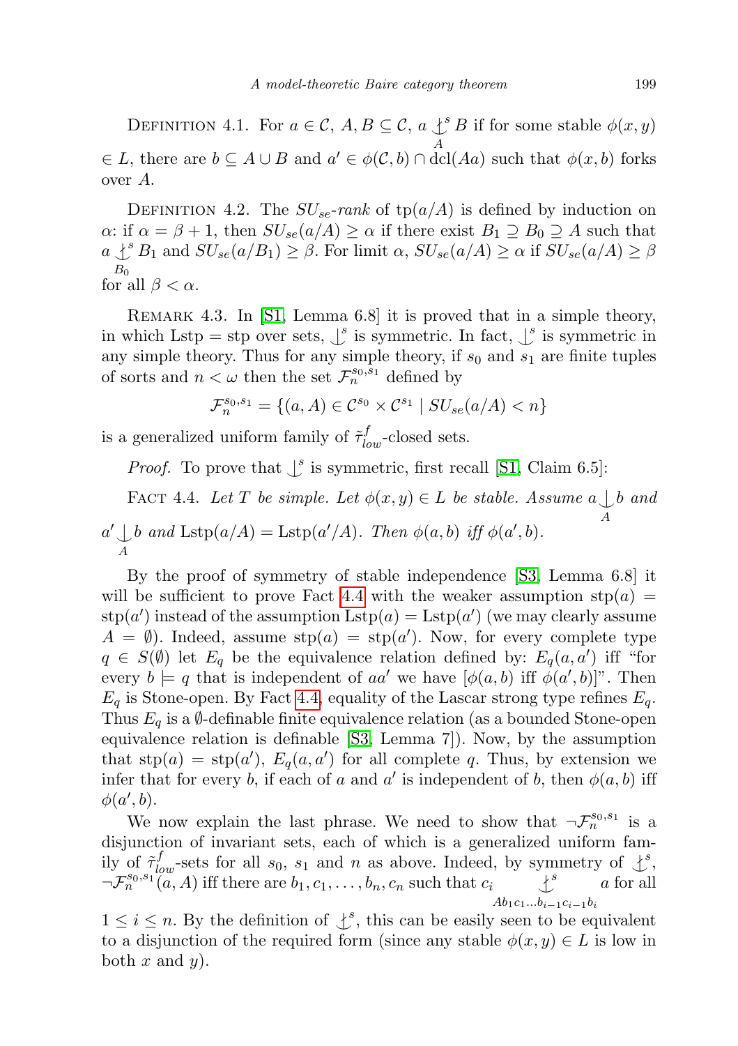Definition 4.1. For $a \in \mathcal{C}$, $A, B \subseteq \mathcal{C}$, $a \not\downarrow^s_A B$ if for some stable $\phi(x,y) \in L$, there are $b \subseteq A \cup B$ and $a' \in \phi(\mathcal{C}, b) \cap \mathrm{dcl}(Aa)$ such that $\phi(x,b)$ forks over $A$.

Definition 4.2. The *$SU_{se}$-rank* of $\mathrm{tp}(a/A)$ is defined by induction on $\alpha$: if $\alpha = \beta + 1$, then $SU_{se}(a/A) \geq \alpha$ if there exist $B_1 \supseteq B_0 \supseteq A$ such that $a \not\downarrow^s_{B_0} B_1$ and $SU_{se}(a/B_1) \geq \beta$. For limit $\alpha$, $SU_{se}(a/A) \geq \alpha$ if $SU_{se}(a/A) \geq \beta$ for all $\beta < \alpha$.

Remark 4.3. In [S1, Lemma 6.8] it is proved that in a simple theory, in which Lstp = stp over sets, $\downarrow^s$ is symmetric. In fact, $\downarrow^s$ is symmetric in any simple theory. Thus for any simple theory, if $s_0$ and $s_1$ are finite tuples of sorts and $n < \omega$ then the set $\mathcal{F}_n^{s_0,s_1}$ defined by

$$\mathcal{F}_n^{s_0,s_1} = \{(a, A) \in \mathcal{C}^{s_0} \times \mathcal{C}^{s_1} \mid SU_{se}(a/A) < n\}$$

is a generalized uniform family of $\tilde{\tau}^f_{low}$-closed sets.

*Proof.* To prove that $\downarrow^s$ is symmetric, first recall [S1, Claim 6.5]:

Fact 4.4. *Let $T$ be simple. Let $\phi(x,y) \in L$ be stable. Assume $a \downarrow_A b$ and $a' \downarrow_A b$ and $\mathrm{Lstp}(a/A) = \mathrm{Lstp}(a'/A)$. Then $\phi(a,b)$ iff $\phi(a',b)$.*

By the proof of symmetry of stable independence [S3, Lemma 6.8] it will be sufficient to prove Fact 4.4 with the weaker assumption $\mathrm{stp}(a) = \mathrm{stp}(a')$ instead of the assumption $\mathrm{Lstp}(a) = \mathrm{Lstp}(a')$ (we may clearly assume $A = \emptyset$). Indeed, assume $\mathrm{stp}(a) = \mathrm{stp}(a')$. Now, for every complete type $q \in S(\emptyset)$ let $E_q$ be the equivalence relation defined by: $E_q(a,a')$ iff "for every $b \models q$ that is independent of $aa'$ we have $[\phi(a,b)$ iff $\phi(a',b)]$". Then $E_q$ is Stone-open. By Fact 4.4, equality of the Lascar strong type refines $E_q$. Thus $E_q$ is a $\emptyset$-definable finite equivalence relation (as a bounded Stone-open equivalence relation is definable [S3, Lemma 7]). Now, by the assumption that $\mathrm{stp}(a) = \mathrm{stp}(a')$, $E_q(a,a')$ for all complete $q$. Thus, by extension we infer that for every $b$, if each of $a$ and $a'$ is independent of $b$, then $\phi(a,b)$ iff $\phi(a',b)$.

We now explain the last phrase. We need to show that $\neg\mathcal{F}_n^{s_0,s_1}$ is a disjunction of invariant sets, each of which is a generalized uniform family of $\tilde{\tau}^f_{low}$-sets for all $s_0$, $s_1$ and $n$ as above. Indeed, by symmetry of $\not\downarrow^s$, $\neg\mathcal{F}_n^{s_0,s_1}(a,A)$ iff there are $b_1, c_1, \dots, b_n, c_n$ such that $c_i \not\downarrow^s_{Ab_1c_1\dots b_{i-1}c_{i-1}b_i} a$ for all $1 \leq i \leq n$. By the definition of $\not\downarrow^s$, this can be easily seen to be equivalent to a disjunction of the required form (since any stable $\phi(x,y) \in L$ is low in both $x$ and $y$).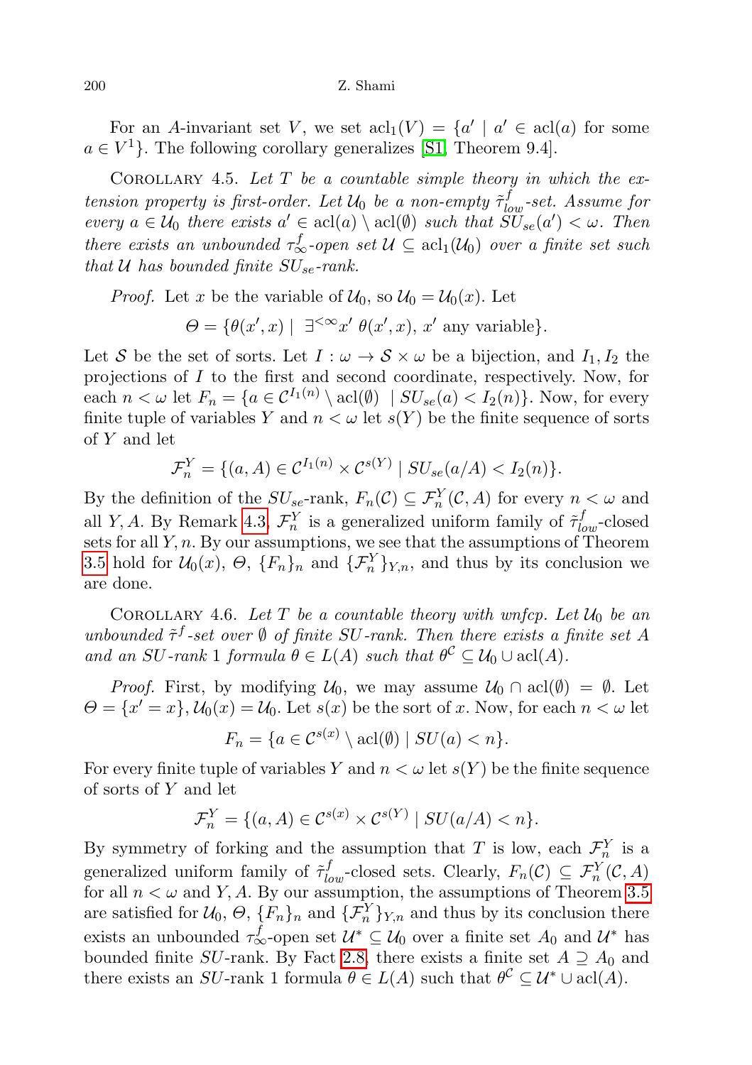For an $A$-invariant set $V$, we set $\mathrm{acl}_1(V) = \{a' \mid a' \in \mathrm{acl}(a)$ for some $a \in V^1\}$. The following corollary generalizes [S1, Theorem 9.4].

Corollary 4.5. *Let $T$ be a countable simple theory in which the extension property is first-order. Let $\mathcal{U}_0$ be a non-empty $\tilde{\tau}^f_{low}$-set. Assume for every $a \in \mathcal{U}_0$ there exists $a' \in \mathrm{acl}(a) \setminus \mathrm{acl}(\emptyset)$ such that $SU_{se}(a') < \omega$. Then there exists an unbounded $\tau^f_\infty$-open set $\mathcal{U} \subseteq \mathrm{acl}_1(\mathcal{U}_0)$ over a finite set such that $\mathcal{U}$ has bounded finite $SU_{se}$-rank.*

*Proof.* Let $x$ be the variable of $\mathcal{U}_0$, so $\mathcal{U}_0 = \mathcal{U}_0(x)$. Let

$$\Theta = \{\theta(x', x) \mid \exists^{<\infty} x'\, \theta(x', x),\ x' \text{ any variable}\}.$$

Let $\mathcal{S}$ be the set of sorts. Let $I : \omega \to \mathcal{S} \times \omega$ be a bijection, and $I_1, I_2$ the projections of $I$ to the first and second coordinate, respectively. Now, for each $n < \omega$ let $F_n = \{a \in \mathcal{C}^{I_1(n)} \setminus \mathrm{acl}(\emptyset) \mid SU_{se}(a) < I_2(n)\}$. Now, for every finite tuple of variables $Y$ and $n < \omega$ let $s(Y)$ be the finite sequence of sorts of $Y$ and let

$$\mathcal{F}^Y_n = \{(a, A) \in \mathcal{C}^{I_1(n)} \times \mathcal{C}^{s(Y)} \mid SU_{se}(a/A) < I_2(n)\}.$$

By the definition of the $SU_{se}$-rank, $F_n(\mathcal{C}) \subseteq \mathcal{F}^Y_n(\mathcal{C}, A)$ for every $n < \omega$ and all $Y, A$. By Remark 4.3, $\mathcal{F}^Y_n$ is a generalized uniform family of $\tilde{\tau}^f_{low}$-closed sets for all $Y, n$. By our assumptions, we see that the assumptions of Theorem 3.5 hold for $\mathcal{U}_0(x)$, $\Theta$, $\{F_n\}_n$ and $\{\mathcal{F}^Y_n\}_{Y,n}$, and thus by its conclusion we are done.

Corollary 4.6. *Let $T$ be a countable theory with wnfcp. Let $\mathcal{U}_0$ be an unbounded $\tilde{\tau}^f$-set over $\emptyset$ of finite $SU$-rank. Then there exists a finite set $A$ and an $SU$-rank 1 formula $\theta \in L(A)$ such that $\theta^{\mathcal{C}} \subseteq \mathcal{U}_0 \cup \mathrm{acl}(A)$.*

*Proof.* First, by modifying $\mathcal{U}_0$, we may assume $\mathcal{U}_0 \cap \mathrm{acl}(\emptyset) = \emptyset$. Let $\Theta = \{x' = x\}$, $\mathcal{U}_0(x) = \mathcal{U}_0$. Let $s(x)$ be the sort of $x$. Now, for each $n < \omega$ let

$$F_n = \{a \in \mathcal{C}^{s(x)} \setminus \mathrm{acl}(\emptyset) \mid SU(a) < n\}.$$

For every finite tuple of variables $Y$ and $n < \omega$ let $s(Y)$ be the finite sequence of sorts of $Y$ and let

$$\mathcal{F}^Y_n = \{(a, A) \in \mathcal{C}^{s(x)} \times \mathcal{C}^{s(Y)} \mid SU(a/A) < n\}.$$

By symmetry of forking and the assumption that $T$ is low, each $\mathcal{F}^Y_n$ is a generalized uniform family of $\tilde{\tau}^f_{low}$-closed sets. Clearly, $F_n(\mathcal{C}) \subseteq \mathcal{F}^Y_n(\mathcal{C}, A)$ for all $n < \omega$ and $Y, A$. By our assumption, the assumptions of Theorem 3.5 are satisfied for $\mathcal{U}_0$, $\Theta$, $\{F_n\}_n$ and $\{\mathcal{F}^Y_n\}_{Y,n}$ and thus by its conclusion there exists an unbounded $\tau^f_\infty$-open set $\mathcal{U}^* \subseteq \mathcal{U}_0$ over a finite set $A_0$ and $\mathcal{U}^*$ has bounded finite $SU$-rank. By Fact 2.8, there exists a finite set $A \supseteq A_0$ and there exists an $SU$-rank 1 formula $\theta \in L(A)$ such that $\theta^{\mathcal{C}} \subseteq \mathcal{U}^* \cup \mathrm{acl}(A)$.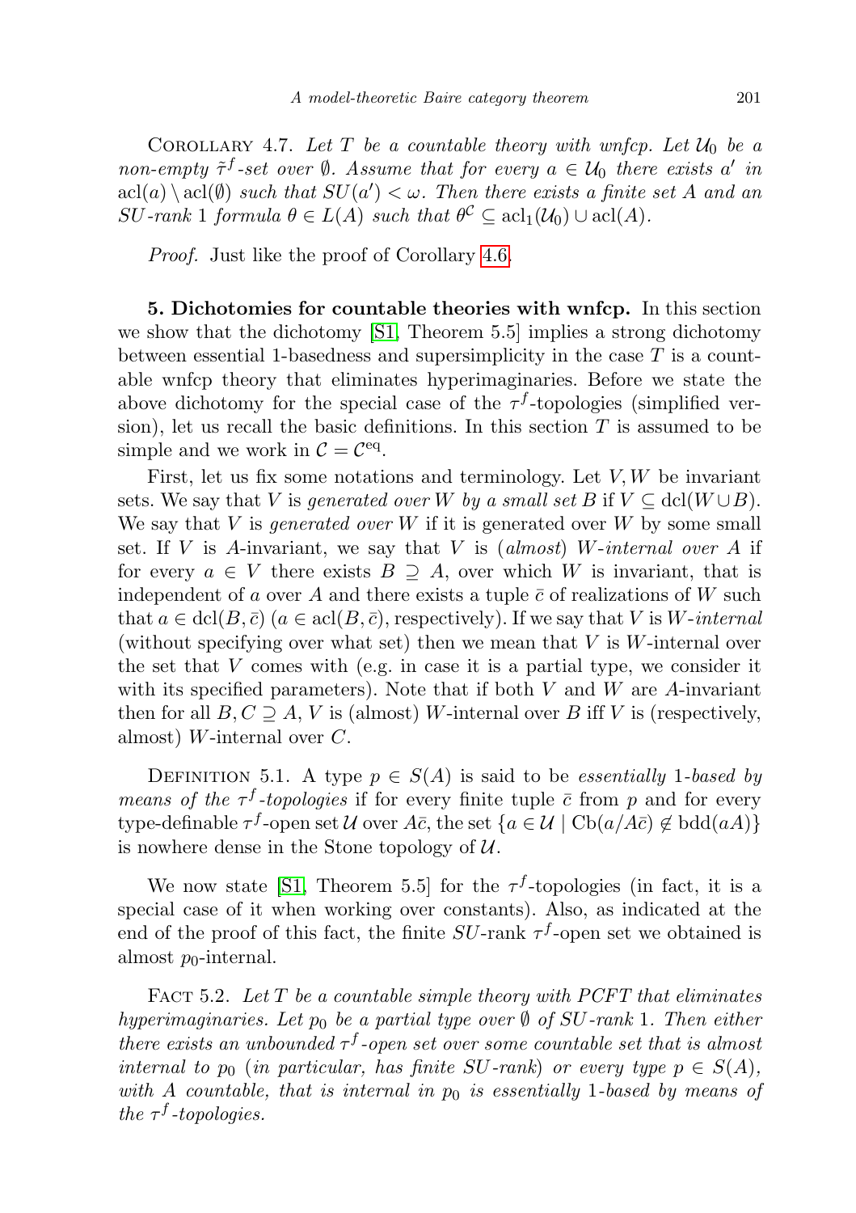Corollary 4.7. *Let $T$ be a countable theory with wnfcp. Let $\mathcal{U}_0$ be a non-empty $\tilde{\tau}^f$-set over $\emptyset$. Assume that for every $a \in \mathcal{U}_0$ there exists $a'$ in $\mathrm{acl}(a) \setminus \mathrm{acl}(\emptyset)$ such that $SU(a') < \omega$. Then there exists a finite set $A$ and an $SU$-rank 1 formula $\theta \in L(A)$ such that $\theta^{\mathcal{C}} \subseteq \mathrm{acl}_1(\mathcal{U}_0) \cup \mathrm{acl}(A)$.*

*Proof.* Just like the proof of Corollary 4.6.

**5. Dichotomies for countable theories with wnfcp.** In this section we show that the dichotomy [S1, Theorem 5.5] implies a strong dichotomy between essential 1-basedness and supersimplicity in the case $T$ is a countable wnfcp theory that eliminates hyperimaginaries. Before we state the above dichotomy for the special case of the $\tau^f$-topologies (simplified version), let us recall the basic definitions. In this section $T$ is assumed to be simple and we work in $\mathcal{C} = \mathcal{C}^{\mathrm{eq}}$.

First, let us fix some notations and terminology. Let $V, W$ be invariant sets. We say that $V$ is *generated over* $W$ *by a small set* $B$ if $V \subseteq \mathrm{dcl}(W \cup B)$. We say that $V$ is *generated over* $W$ if it is generated over $W$ by some small set. If $V$ is $A$-invariant, we say that $V$ is (*almost*) $W$-*internal over* $A$ if for every $a \in V$ there exists $B \supseteq A$, over which $W$ is invariant, that is independent of $a$ over $A$ and there exists a tuple $\bar{c}$ of realizations of $W$ such that $a \in \mathrm{dcl}(B, \bar{c})$ ($a \in \mathrm{acl}(B, \bar{c})$, respectively). If we say that $V$ is $W$-*internal* (without specifying over what set) then we mean that $V$ is $W$-internal over the set that $V$ comes with (e.g. in case it is a partial type, we consider it with its specified parameters). Note that if both $V$ and $W$ are $A$-invariant then for all $B, C \supseteq A$, $V$ is (almost) $W$-internal over $B$ iff $V$ is (respectively, almost) $W$-internal over $C$.

Definition 5.1. A type $p \in S(A)$ is said to be *essentially* 1-*based by means of the* $\tau^f$-*topologies* if for every finite tuple $\bar{c}$ from $p$ and for every type-definable $\tau^f$-open set $\mathcal{U}$ over $A\bar{c}$, the set $\{a \in \mathcal{U} \mid \mathrm{Cb}(a/A\bar{c}) \notin \mathrm{bdd}(aA)\}$ is nowhere dense in the Stone topology of $\mathcal{U}$.

We now state [S1, Theorem 5.5] for the $\tau^f$-topologies (in fact, it is a special case of it when working over constants). Also, as indicated at the end of the proof of this fact, the finite $SU$-rank $\tau^f$-open set we obtained is almost $p_0$-internal.

Fact 5.2. *Let $T$ be a countable simple theory with PCFT that eliminates hyperimaginaries. Let $p_0$ be a partial type over $\emptyset$ of $SU$-rank 1. Then either there exists an unbounded $\tau^f$-open set over some countable set that is almost internal to $p_0$ (in particular, has finite $SU$-rank) or every type $p \in S(A)$, with $A$ countable, that is internal in $p_0$ is essentially 1-based by means of the $\tau^f$-topologies.*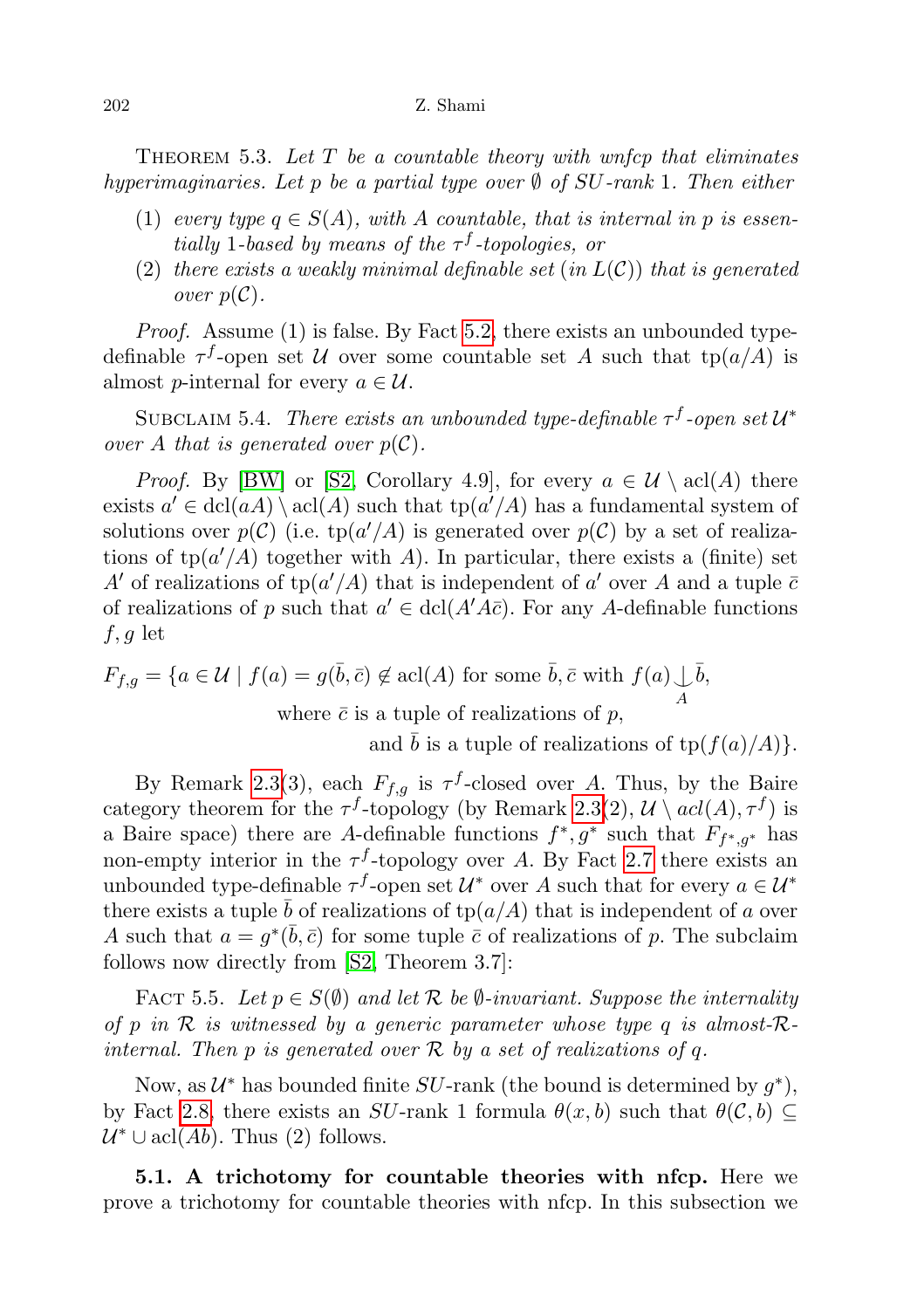Theorem 5.3. *Let $T$ be a countable theory with wnfcp that eliminates hyperimaginaries. Let $p$ be a partial type over $\emptyset$ of SU-rank 1. Then either*

1. *every type $q \in S(A)$, with $A$ countable, that is internal in $p$ is essentially 1-based by means of the $\tau^f$-topologies, or*
2. *there exists a weakly minimal definable set (in $L(\mathcal{C})$) that is generated over $p(\mathcal{C})$.*

*Proof.* Assume (1) is false. By Fact 5.2, there exists an unbounded type-definable $\tau^f$-open set $\mathcal{U}$ over some countable set $A$ such that $\mathrm{tp}(a/A)$ is almost $p$-internal for every $a \in \mathcal{U}$.

Subclaim 5.4. *There exists an unbounded type-definable $\tau^f$-open set $\mathcal{U}^*$ over $A$ that is generated over $p(\mathcal{C})$.*

*Proof.* By [BW] or [S2, Corollary 4.9], for every $a \in \mathcal{U} \setminus \mathrm{acl}(A)$ there exists $a' \in \mathrm{dcl}(aA) \setminus \mathrm{acl}(A)$ such that $\mathrm{tp}(a'/A)$ has a fundamental system of solutions over $p(\mathcal{C})$ (i.e. $\mathrm{tp}(a'/A)$ is generated over $p(\mathcal{C})$ by a set of realizations of $\mathrm{tp}(a'/A)$ together with $A$). In particular, there exists a (finite) set $A'$ of realizations of $\mathrm{tp}(a'/A)$ that is independent of $a'$ over $A$ and a tuple $\bar{c}$ of realizations of $p$ such that $a' \in \mathrm{dcl}(A'A\bar{c})$. For any $A$-definable functions $f, g$ let

$$F_{f,g} = \{a \in \mathcal{U} \mid f(a) = g(\bar{b}, \bar{c}) \notin \mathrm{acl}(A) \text{ for some } \bar{b}, \bar{c} \text{ with } f(a) \underset{A}{\perp\!\!\!\perp} \bar{b},$$
$$\text{where } \bar{c} \text{ is a tuple of realizations of } p,$$
$$\text{and } \bar{b} \text{ is a tuple of realizations of } \mathrm{tp}(f(a)/A)\}.$$

By Remark 2.3(3), each $F_{f,g}$ is $\tau^f$-closed over $A$. Thus, by the Baire category theorem for the $\tau^f$-topology (by Remark 2.3(2), $\mathcal{U} \setminus acl(A), \tau^f)$ is a Baire space) there are $A$-definable functions $f^*, g^*$ such that $F_{f^*,g^*}$ has non-empty interior in the $\tau^f$-topology over $A$. By Fact 2.7 there exists an unbounded type-definable $\tau^f$-open set $\mathcal{U}^*$ over $A$ such that for every $a \in \mathcal{U}^*$ there exists a tuple $\bar{b}$ of realizations of $\mathrm{tp}(a/A)$ that is independent of $a$ over $A$ such that $a = g^*(\bar{b}, \bar{c})$ for some tuple $\bar{c}$ of realizations of $p$. The subclaim follows now directly from [S2, Theorem 3.7]:

Fact 5.5. *Let $p \in S(\emptyset)$ and let $\mathcal{R}$ be $\emptyset$-invariant. Suppose the internality of $p$ in $\mathcal{R}$ is witnessed by a generic parameter whose type $q$ is almost-$\mathcal{R}$-internal. Then $p$ is generated over $\mathcal{R}$ by a set of realizations of $q$.*

Now, as $\mathcal{U}^*$ has bounded finite SU-rank (the bound is determined by $g^*$), by Fact 2.8, there exists an SU-rank 1 formula $\theta(x, b)$ such that $\theta(\mathcal{C}, b) \subseteq \mathcal{U}^* \cup \mathrm{acl}(Ab)$. Thus (2) follows.

**5.1. A trichotomy for countable theories with nfcp.** Here we prove a trichotomy for countable theories with nfcp. In this subsection we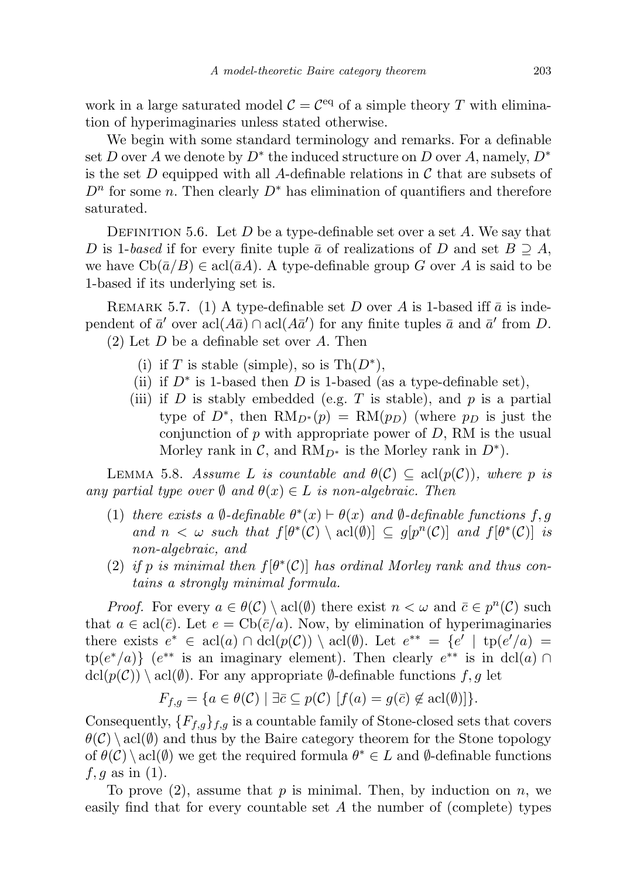work in a large saturated model $\mathcal{C} = \mathcal{C}^{\mathrm{eq}}$ of a simple theory $T$ with elimination of hyperimaginaries unless stated otherwise.

We begin with some standard terminology and remarks. For a definable set $D$ over $A$ we denote by $D^*$ the induced structure on $D$ over $A$, namely, $D^*$ is the set $D$ equipped with all $A$-definable relations in $\mathcal{C}$ that are subsets of $D^n$ for some $n$. Then clearly $D^*$ has elimination of quantifiers and therefore saturated.

Definition 5.6. Let $D$ be a type-definable set over a set $A$. We say that $D$ is *1-based* if for every finite tuple $\bar{a}$ of realizations of $D$ and set $B \supseteq A$, we have $\mathrm{Cb}(\bar{a}/B) \in \mathrm{acl}(\bar{a}A)$. A type-definable group $G$ over $A$ is said to be 1-based if its underlying set is.

Remark 5.7. (1) A type-definable set $D$ over $A$ is 1-based iff $\bar{a}$ is independent of $\bar{a}'$ over $\mathrm{acl}(A\bar{a}) \cap \mathrm{acl}(A\bar{a}')$ for any finite tuples $\bar{a}$ and $\bar{a}'$ from $D$.

(2) Let $D$ be a definable set over $A$. Then

- (i) if $T$ is stable (simple), so is $\mathrm{Th}(D^*)$,
- (ii) if $D^*$ is 1-based then $D$ is 1-based (as a type-definable set),
- (iii) if $D$ is stably embedded (e.g. $T$ is stable), and $p$ is a partial type of $D^*$, then $\mathrm{RM}_{D^*}(p) = \mathrm{RM}(p_D)$ (where $p_D$ is just the conjunction of $p$ with appropriate power of $D$, RM is the usual Morley rank in $\mathcal{C}$, and $\mathrm{RM}_{D^*}$ is the Morley rank in $D^*$).

Lemma 5.8. *Assume $L$ is countable and $\theta(\mathcal{C}) \subseteq \mathrm{acl}(p(\mathcal{C}))$, where $p$ is any partial type over $\emptyset$ and $\theta(x) \in L$ is non-algebraic. Then*

1. *there exists a $\emptyset$-definable $\theta^*(x) \vdash \theta(x)$ and $\emptyset$-definable functions $f, g$ and $n < \omega$ such that $f[\theta^*(\mathcal{C}) \setminus \mathrm{acl}(\emptyset)] \subseteq g[p^n(\mathcal{C})]$ and $f[\theta^*(\mathcal{C})]$ is non-algebraic, and*
2. *if $p$ is minimal then $f[\theta^*(\mathcal{C})]$ has ordinal Morley rank and thus contains a strongly minimal formula.*

*Proof.* For every $a \in \theta(\mathcal{C}) \setminus \mathrm{acl}(\emptyset)$ there exist $n < \omega$ and $\bar{c} \in p^n(\mathcal{C})$ such that $a \in \mathrm{acl}(\bar{c})$. Let $e = \mathrm{Cb}(\bar{c}/a)$. Now, by elimination of hyperimaginaries there exists $e^* \in \mathrm{acl}(a) \cap \mathrm{dcl}(p(\mathcal{C})) \setminus \mathrm{acl}(\emptyset)$. Let $e^{**} = \{e' \mid \mathrm{tp}(e'/a) = \mathrm{tp}(e^*/a)\}$ ($e^{**}$ is an imaginary element). Then clearly $e^{**}$ is in $\mathrm{dcl}(a) \cap \mathrm{dcl}(p(\mathcal{C})) \setminus \mathrm{acl}(\emptyset)$. For any appropriate $\emptyset$-definable functions $f, g$ let

$$F_{f,g} = \{a \in \theta(\mathcal{C}) \mid \exists \bar{c} \subseteq p(\mathcal{C}) \; [f(a) = g(\bar{c}) \notin \mathrm{acl}(\emptyset)]\}.$$

Consequently, $\{F_{f,g}\}_{f,g}$ is a countable family of Stone-closed sets that covers $\theta(\mathcal{C}) \setminus \mathrm{acl}(\emptyset)$ and thus by the Baire category theorem for the Stone topology of $\theta(\mathcal{C}) \setminus \mathrm{acl}(\emptyset)$ we get the required formula $\theta^* \in L$ and $\emptyset$-definable functions $f, g$ as in (1).

To prove (2), assume that $p$ is minimal. Then, by induction on $n$, we easily find that for every countable set $A$ the number of (complete) types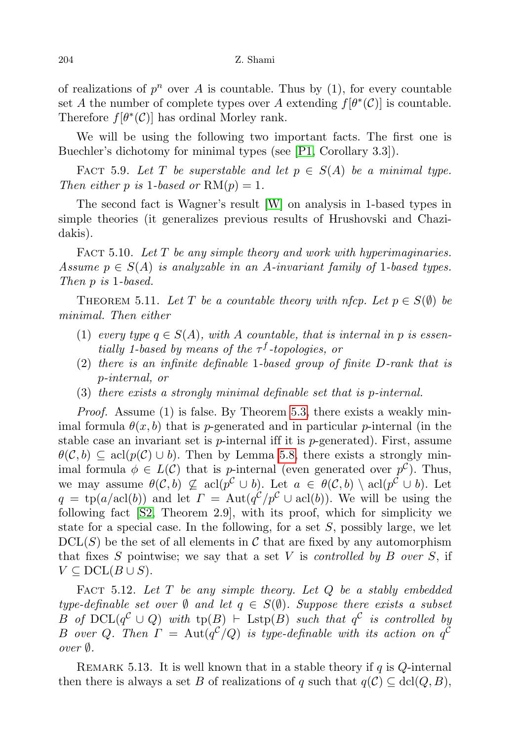of realizations of $p^n$ over $A$ is countable. Thus by (1), for every countable set $A$ the number of complete types over $A$ extending $f[\theta^*(\mathcal{C})]$ is countable. Therefore $f[\theta^*(\mathcal{C})]$ has ordinal Morley rank.

We will be using the following two important facts. The first one is Buechler's dichotomy for minimal types (see [P1, Corollary 3.3]).

Fact 5.9. *Let $T$ be superstable and let $p \in S(A)$ be a minimal type. Then either $p$ is 1-based or $\mathrm{RM}(p) = 1$.*

The second fact is Wagner's result [W] on analysis in 1-based types in simple theories (it generalizes previous results of Hrushovski and Chazidakis).

Fact 5.10. *Let $T$ be any simple theory and work with hyperimaginaries. Assume $p \in S(A)$ is analyzable in an $A$-invariant family of 1-based types. Then $p$ is 1-based.*

Theorem 5.11. *Let $T$ be a countable theory with nfcp. Let $p \in S(\emptyset)$ be minimal. Then either*

1. *every type $q \in S(A)$, with $A$ countable, that is internal in $p$ is essentially 1-based by means of the $\tau^f$-topologies, or*
2. *there is an infinite definable 1-based group of finite D-rank that is $p$-internal, or*
3. *there exists a strongly minimal definable set that is $p$-internal.*

*Proof.* Assume (1) is false. By Theorem 5.3, there exists a weakly minimal formula $\theta(x, b)$ that is $p$-generated and in particular $p$-internal (in the stable case an invariant set is $p$-internal iff it is $p$-generated). First, assume $\theta(\mathcal{C}, b) \subseteq \mathrm{acl}(p(\mathcal{C}) \cup b)$. Then by Lemma 5.8, there exists a strongly minimal formula $\phi \in L(\mathcal{C})$ that is $p$-internal (even generated over $p^{\mathcal{C}}$). Thus, we may assume $\theta(\mathcal{C}, b) \not\subseteq \mathrm{acl}(p^{\mathcal{C}} \cup b)$. Let $a \in \theta(\mathcal{C}, b) \setminus \mathrm{acl}(p^{\mathcal{C}} \cup b)$. Let $q = \mathrm{tp}(a/\mathrm{acl}(b))$ and let $\Gamma = \mathrm{Aut}(q^{\mathcal{C}}/p^{\mathcal{C}} \cup \mathrm{acl}(b))$. We will be using the following fact [S2, Theorem 2.9], with its proof, which for simplicity we state for a special case. In the following, for a set $S$, possibly large, we let $\mathrm{DCL}(S)$ be the set of all elements in $\mathcal{C}$ that are fixed by any automorphism that fixes $S$ pointwise; we say that a set $V$ is *controlled by $B$ over $S$*, if $V \subseteq \mathrm{DCL}(B \cup S)$.

Fact 5.12. *Let $T$ be any simple theory. Let $Q$ be a stably embedded type-definable set over $\emptyset$ and let $q \in S(\emptyset)$. Suppose there exists a subset $B$ of $\mathrm{DCL}(q^{\mathcal{C}} \cup Q)$ with $\mathrm{tp}(B) \vdash \mathrm{Lstp}(B)$ such that $q^{\mathcal{C}}$ is controlled by $B$ over $Q$. Then $\Gamma = \mathrm{Aut}(q^{\mathcal{C}}/Q)$ is type-definable with its action on $q^{\mathcal{C}}$ over $\emptyset$.*

Remark 5.13. It is well known that in a stable theory if $q$ is $Q$-internal then there is always a set $B$ of realizations of $q$ such that $q(\mathcal{C}) \subseteq \mathrm{dcl}(Q, B)$,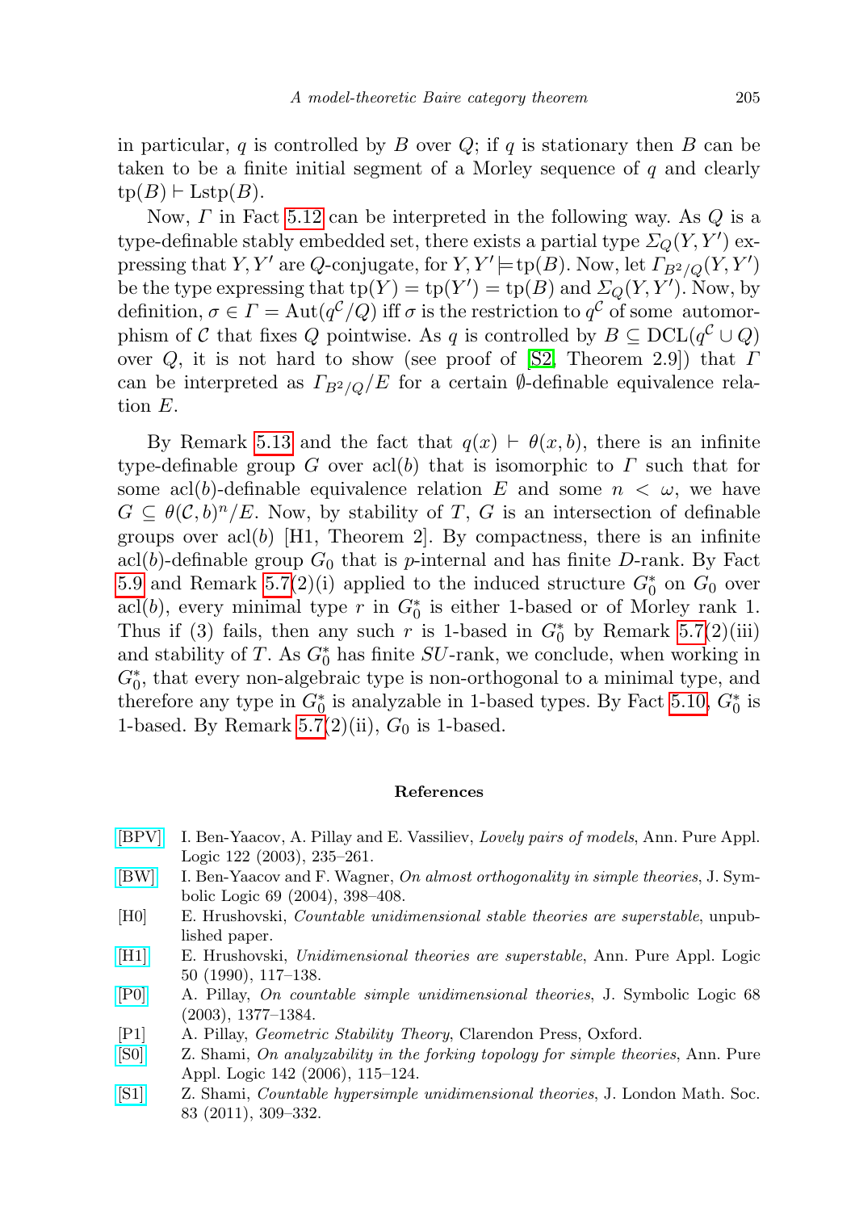in particular, $q$ is controlled by $B$ over $Q$; if $q$ is stationary then $B$ can be taken to be a finite initial segment of a Morley sequence of $q$ and clearly $\mathrm{tp}(B) \vdash \mathrm{Lstp}(B)$.

Now, $\Gamma$ in Fact 5.12 can be interpreted in the following way. As $Q$ is a type-definable stably embedded set, there exists a partial type $\Sigma_Q(Y, Y')$ expressing that $Y, Y'$ are $Q$-conjugate, for $Y, Y' \models \mathrm{tp}(B)$. Now, let $\Gamma_{B^2/Q}(Y, Y')$ be the type expressing that $\mathrm{tp}(Y) = \mathrm{tp}(Y') = \mathrm{tp}(B)$ and $\Sigma_Q(Y, Y')$. Now, by definition, $\sigma \in \Gamma = \mathrm{Aut}(q^{\mathcal{C}}/Q)$ iff $\sigma$ is the restriction to $q^{\mathcal{C}}$ of some automorphism of $\mathcal{C}$ that fixes $Q$ pointwise. As $q$ is controlled by $B \subseteq \mathrm{DCL}(q^{\mathcal{C}} \cup Q)$ over $Q$, it is not hard to show (see proof of [S2, Theorem 2.9]) that $\Gamma$ can be interpreted as $\Gamma_{B^2/Q}/E$ for a certain $\emptyset$-definable equivalence relation $E$.

By Remark 5.13 and the fact that $q(x) \vdash \theta(x, b)$, there is an infinite type-definable group $G$ over $\mathrm{acl}(b)$ that is isomorphic to $\Gamma$ such that for some $\mathrm{acl}(b)$-definable equivalence relation $E$ and some $n < \omega$, we have $G \subseteq \theta(\mathcal{C}, b)^n/E$. Now, by stability of $T$, $G$ is an intersection of definable groups over $\mathrm{acl}(b)$ [H1, Theorem 2]. By compactness, there is an infinite $\mathrm{acl}(b)$-definable group $G_0$ that is $p$-internal and has finite $D$-rank. By Fact 5.9 and Remark 5.7(2)(i) applied to the induced structure $G_0^*$ on $G_0$ over $\mathrm{acl}(b)$, every minimal type $r$ in $G_0^*$ is either 1-based or of Morley rank 1. Thus if (3) fails, then any such $r$ is 1-based in $G_0^*$ by Remark 5.7(2)(iii) and stability of $T$. As $G_0^*$ has finite $SU$-rank, we conclude, when working in $G_0^*$, that every non-algebraic type is non-orthogonal to a minimal type, and therefore any type in $G_0^*$ is analyzable in 1-based types. By Fact 5.10, $G_0^*$ is 1-based. By Remark 5.7(2)(ii), $G_0$ is 1-based.

## References

[BPV] I. Ben-Yaacov, A. Pillay and E. Vassiliev, *Lovely pairs of models*, Ann. Pure Appl. Logic 122 (2003), 235–261.

[BW] I. Ben-Yaacov and F. Wagner, *On almost orthogonality in simple theories*, J. Symbolic Logic 69 (2004), 398–408.

[H0] E. Hrushovski, *Countable unidimensional stable theories are superstable*, unpublished paper.

[H1] E. Hrushovski, *Unidimensional theories are superstable*, Ann. Pure Appl. Logic 50 (1990), 117–138.

[P0] A. Pillay, *On countable simple unidimensional theories*, J. Symbolic Logic 68 (2003), 1377–1384.

[P1] A. Pillay, *Geometric Stability Theory*, Clarendon Press, Oxford.

[S0] Z. Shami, *On analyzability in the forking topology for simple theories*, Ann. Pure Appl. Logic 142 (2006), 115–124.

[S1] Z. Shami, *Countable hypersimple unidimensional theories*, J. London Math. Soc. 83 (2011), 309–332.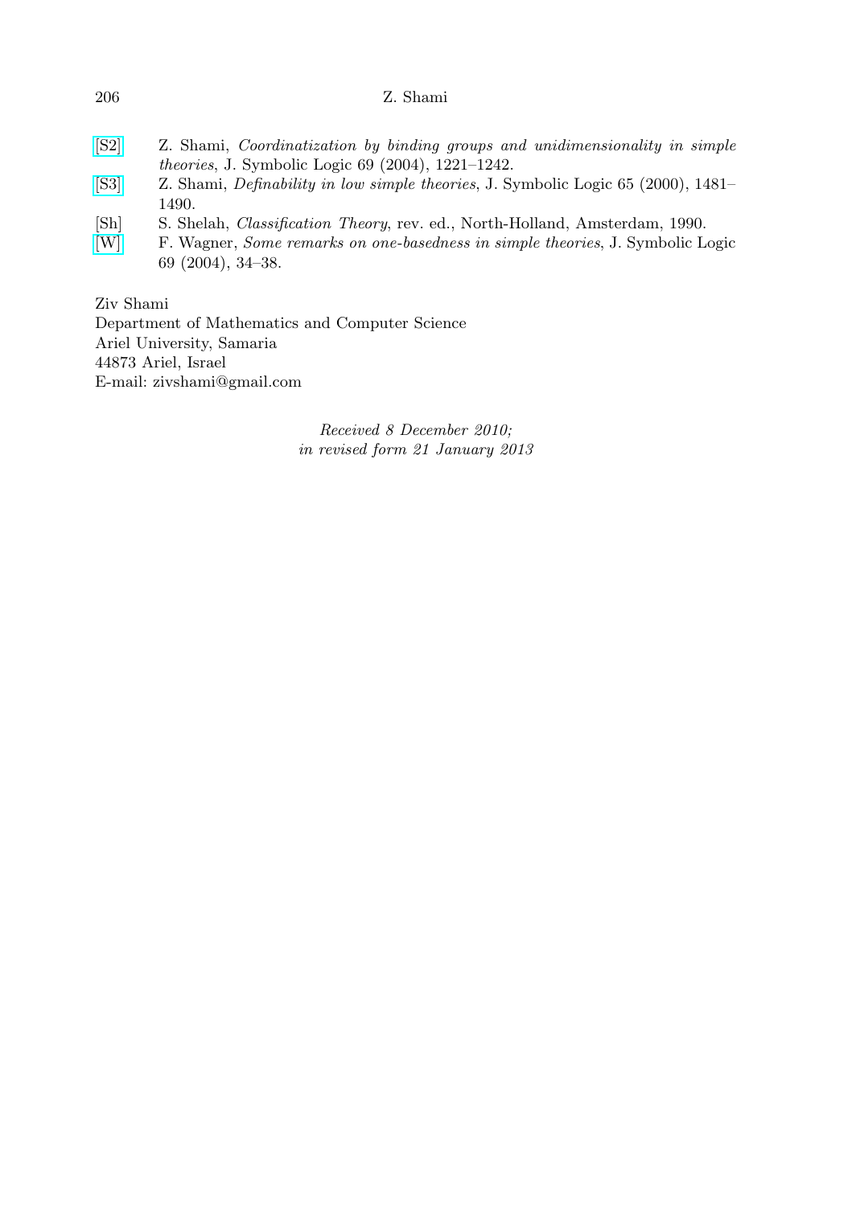[S2] Z. Shami, *Coordinatization by binding groups and unidimensionality in simple theories*, J. Symbolic Logic 69 (2004), 1221–1242.

[S3] Z. Shami, *Definability in low simple theories*, J. Symbolic Logic 65 (2000), 1481–1490.

[Sh] S. Shelah, *Classification Theory*, rev. ed., North-Holland, Amsterdam, 1990.

[W] F. Wagner, *Some remarks on one-basedness in simple theories*, J. Symbolic Logic 69 (2004), 34–38.

Ziv Shami
Department of Mathematics and Computer Science
Ariel University, Samaria
44873 Ariel, Israel
E-mail: zivshami@gmail.com

*Received 8 December 2010;*
*in revised form 21 January 2013*